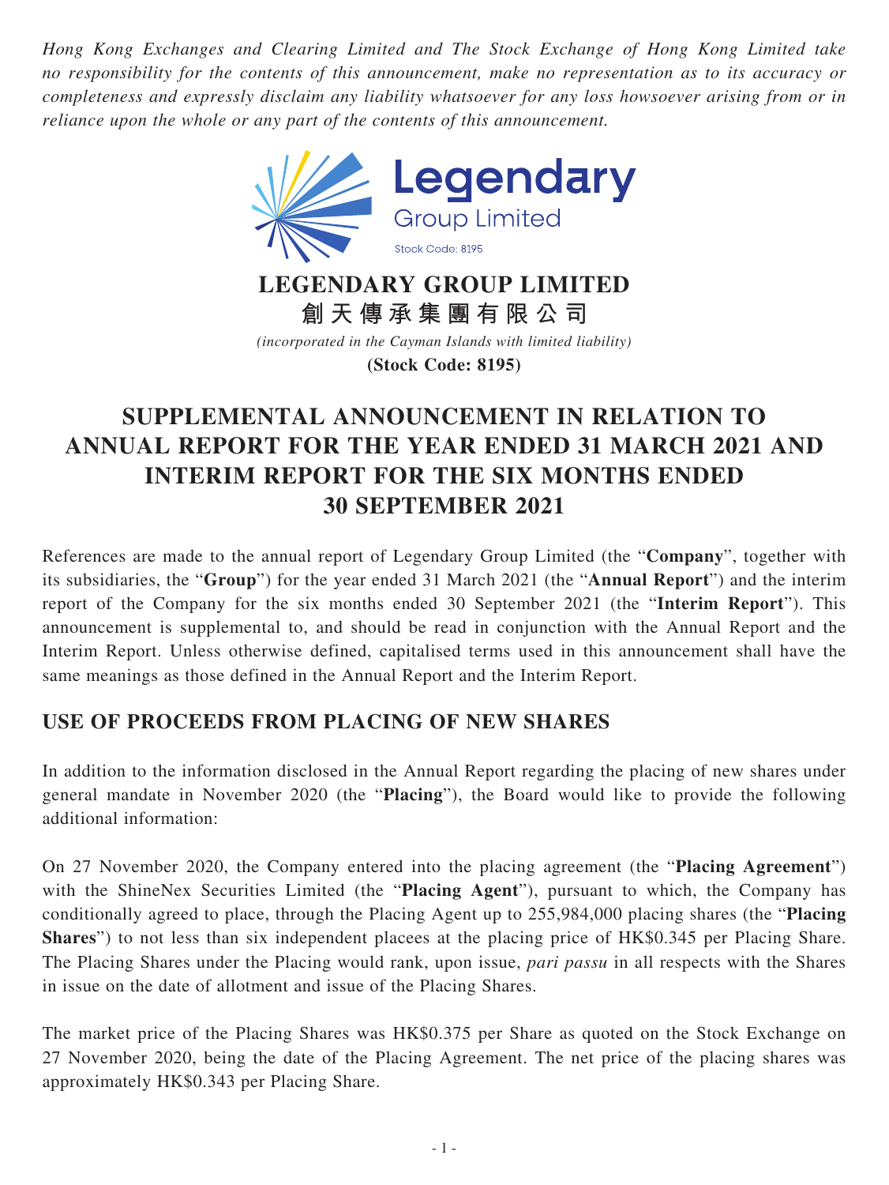*Hong Kong Exchanges and Clearing Limited and The Stock Exchange of Hong Kong Limited take no responsibility for the contents of this announcement, make no representation as to its accuracy or completeness and expressly disclaim any liability whatsoever for any loss howsoever arising from or in reliance upon the whole or any part of the contents of this announcement.*

Legendary
Group Limited
Stock Code: 8195

**LEGENDARY GROUP LIMITED**
**創天傳承集團有限公司**
*(incorporated in the Cayman Islands with limited liability)*
**(Stock Code: 8195)**

# SUPPLEMENTAL ANNOUNCEMENT IN RELATION TO ANNUAL REPORT FOR THE YEAR ENDED 31 MARCH 2021 AND INTERIM REPORT FOR THE SIX MONTHS ENDED 30 SEPTEMBER 2021

References are made to the annual report of Legendary Group Limited (the "**Company**", together with its subsidiaries, the "**Group**") for the year ended 31 March 2021 (the "**Annual Report**") and the interim report of the Company for the six months ended 30 September 2021 (the "**Interim Report**"). This announcement is supplemental to, and should be read in conjunction with the Annual Report and the Interim Report. Unless otherwise defined, capitalised terms used in this announcement shall have the same meanings as those defined in the Annual Report and the Interim Report.

## USE OF PROCEEDS FROM PLACING OF NEW SHARES

In addition to the information disclosed in the Annual Report regarding the placing of new shares under general mandate in November 2020 (the "**Placing**"), the Board would like to provide the following additional information:

On 27 November 2020, the Company entered into the placing agreement (the "**Placing Agreement**") with the ShineNex Securities Limited (the "**Placing Agent**"), pursuant to which, the Company has conditionally agreed to place, through the Placing Agent up to 255,984,000 placing shares (the "**Placing Shares**") to not less than six independent placees at the placing price of HK$0.345 per Placing Share. The Placing Shares under the Placing would rank, upon issue, *pari passu* in all respects with the Shares in issue on the date of allotment and issue of the Placing Shares.

The market price of the Placing Shares was HK$0.375 per Share as quoted on the Stock Exchange on 27 November 2020, being the date of the Placing Agreement. The net price of the placing shares was approximately HK$0.343 per Placing Share.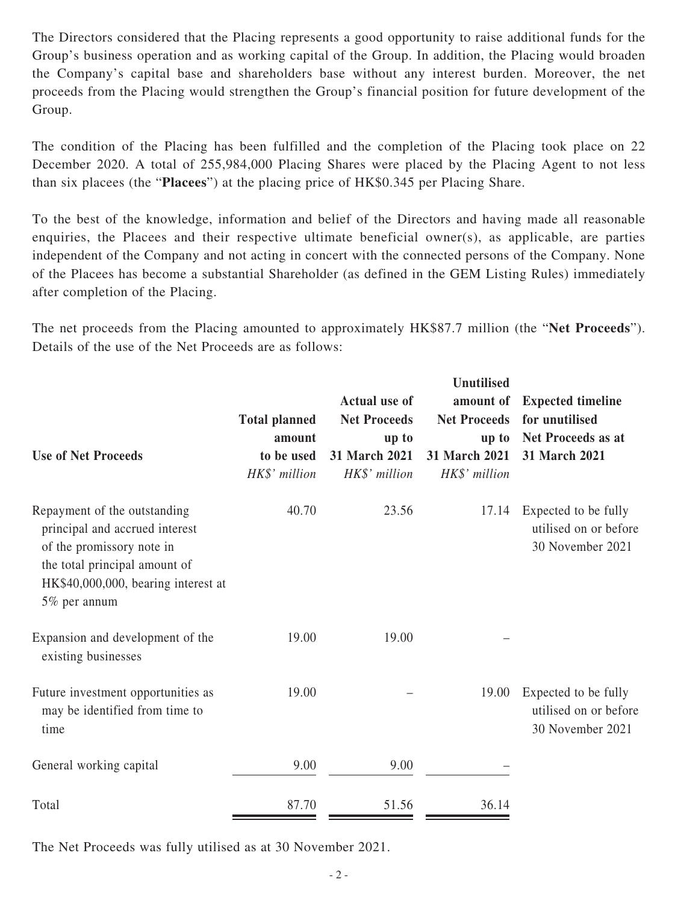The Directors considered that the Placing represents a good opportunity to raise additional funds for the Group's business operation and as working capital of the Group. In addition, the Placing would broaden the Company's capital base and shareholders base without any interest burden. Moreover, the net proceeds from the Placing would strengthen the Group's financial position for future development of the Group.

The condition of the Placing has been fulfilled and the completion of the Placing took place on 22 December 2020. A total of 255,984,000 Placing Shares were placed by the Placing Agent to not less than six placees (the "**Placees**") at the placing price of HK$0.345 per Placing Share.

To the best of the knowledge, information and belief of the Directors and having made all reasonable enquiries, the Placees and their respective ultimate beneficial owner(s), as applicable, are parties independent of the Company and not acting in concert with the connected persons of the Company. None of the Placees has become a substantial Shareholder (as defined in the GEM Listing Rules) immediately after completion of the Placing.

The net proceeds from the Placing amounted to approximately HK$87.7 million (the "**Net Proceeds**"). Details of the use of the Net Proceeds are as follows:

| **Use of Net Proceeds** | **Total planned amount to be used** | **Actual use of Net Proceeds up to 31 March 2021** | **Unutilised amount of Net Proceeds up to 31 March 2021** | **Expected timeline for unutilised Net Proceeds as at 31 March 2021** |
|---|---|---|---|---|
| | *HK$' million* | *HK$' million* | *HK$' million* | |
| Repayment of the outstanding principal and accrued interest of the promissory note in the total principal amount of HK$40,000,000, bearing interest at 5% per annum | 40.70 | 23.56 | 17.14 | Expected to be fully utilised on or before 30 November 2021 |
| Expansion and development of the existing businesses | 19.00 | 19.00 | – | |
| Future investment opportunities as may be identified from time to time | 19.00 | – | 19.00 | Expected to be fully utilised on or before 30 November 2021 |
| General working capital | 9.00 | 9.00 | – | |
| Total | 87.70 | 51.56 | 36.14 | |

The Net Proceeds was fully utilised as at 30 November 2021.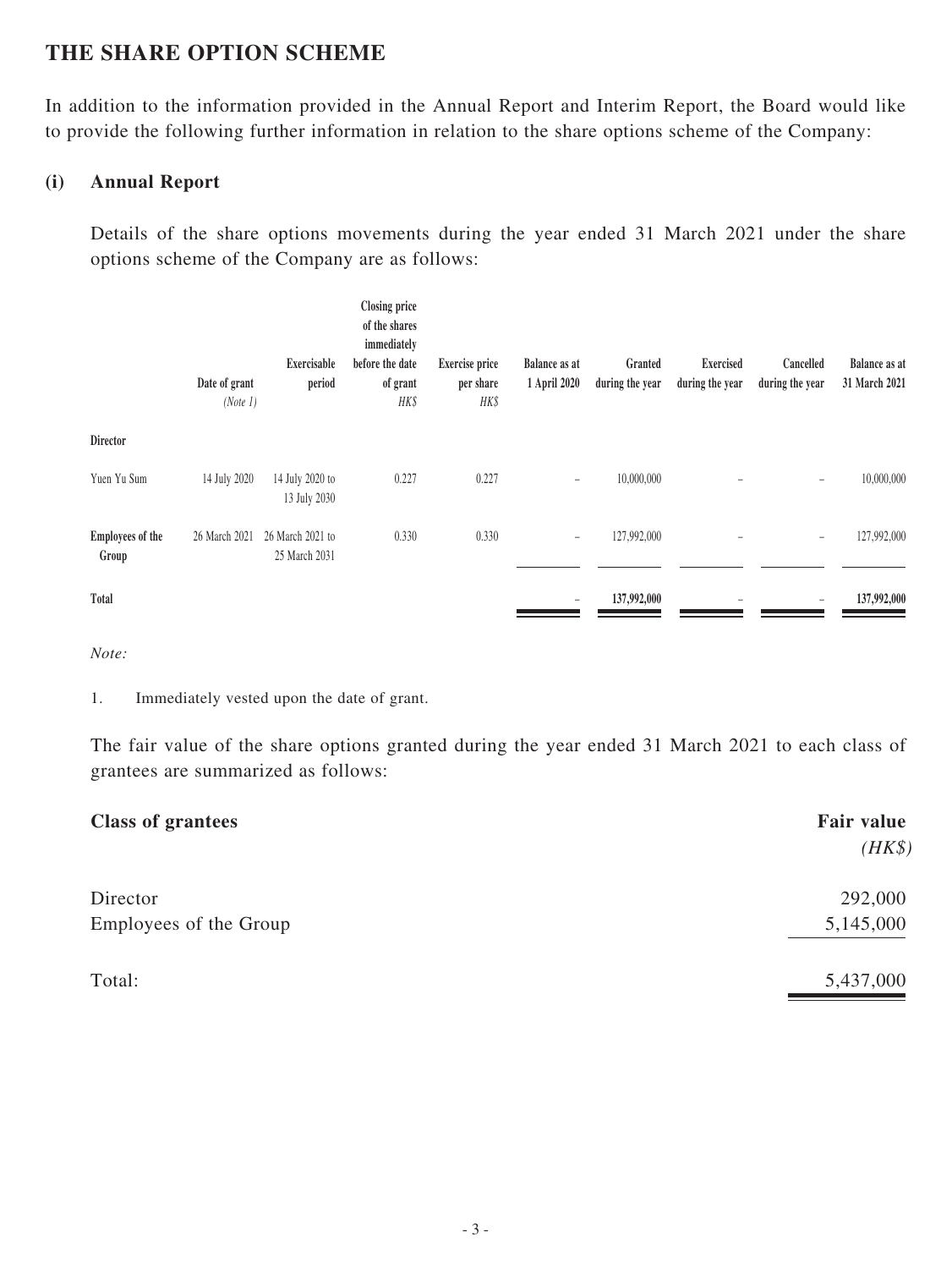## THE SHARE OPTION SCHEME

In addition to the information provided in the Annual Report and Interim Report, the Board would like to provide the following further information in relation to the share options scheme of the Company:

### (i) Annual Report

Details of the share options movements during the year ended 31 March 2021 under the share options scheme of the Company are as follows:

| | Date of grant *(Note 1)* | Exercisable period | Closing price of the shares immediately before the date of grant *HK$* | Exercise price per share *HK$* | Balance as at 1 April 2020 | Granted during the year | Exercised during the year | Cancelled during the year | Balance as at 31 March 2021 |
|---|---|---|---|---|---|---|---|---|---|
| **Director** | | | | | | | | | |
| Yuen Yu Sum | 14 July 2020 | 14 July 2020 to 13 July 2030 | 0.227 | 0.227 | – | 10,000,000 | – | – | 10,000,000 |
| **Employees of the Group** | 26 March 2021 | 26 March 2021 to 25 March 2031 | 0.330 | 0.330 | – | 127,992,000 | – | – | 127,992,000 |
| **Total** | | | | | – | **137,992,000** | – | – | **137,992,000** |

*Note:*

1. Immediately vested upon the date of grant.

The fair value of the share options granted during the year ended 31 March 2021 to each class of grantees are summarized as follows:

| **Class of grantees** | **Fair value** *(HK$)* |
|---|---|
| Director | 292,000 |
| Employees of the Group | 5,145,000 |
| Total: | 5,437,000 |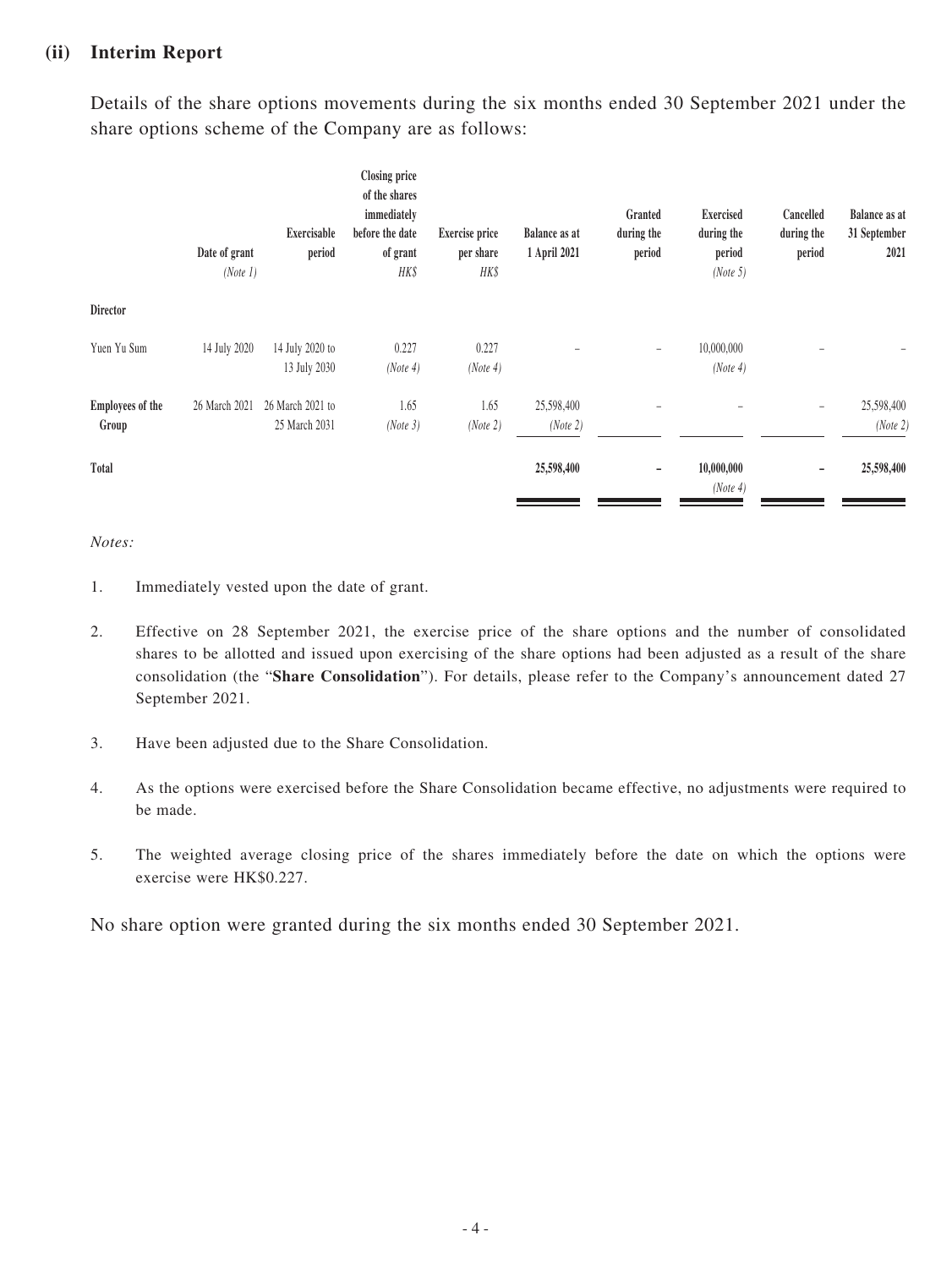### (ii) Interim Report

Details of the share options movements during the six months ended 30 September 2021 under the share options scheme of the Company are as follows:

| | Date of grant *(Note 1)* | Exercisable period | Closing price of the shares immediately before the date of grant *HK$* | Exercise price per share *HK$* | Balance as at 1 April 2021 | Granted during the period | Exercised during the period *(Note 5)* | Cancelled during the period | Balance as at 31 September 2021 |
|---|---|---|---|---|---|---|---|---|---|
| **Director** | | | | | | | | | |
| Yuen Yu Sum | 14 July 2020 | 14 July 2020 to 13 July 2030 | 0.227 *(Note 4)* | 0.227 *(Note 4)* | – | – | 10,000,000 *(Note 4)* | – | – |
| **Employees of the Group** | 26 March 2021 | 26 March 2021 to 25 March 2031 | 1.65 *(Note 3)* | 1.65 *(Note 2)* | 25,598,400 *(Note 2)* | – | – | – | 25,598,400 *(Note 2)* |
| **Total** | | | | | **25,598,400** | **–** | **10,000,000** *(Note 4)* | **–** | **25,598,400** |

*Notes:*

1. Immediately vested upon the date of grant.
2. Effective on 28 September 2021, the exercise price of the share options and the number of consolidated shares to be allotted and issued upon exercising of the share options had been adjusted as a result of the share consolidation (the "**Share Consolidation**"). For details, please refer to the Company's announcement dated 27 September 2021.
3. Have been adjusted due to the Share Consolidation.
4. As the options were exercised before the Share Consolidation became effective, no adjustments were required to be made.
5. The weighted average closing price of the shares immediately before the date on which the options were exercise were HK$0.227.

No share option were granted during the six months ended 30 September 2021.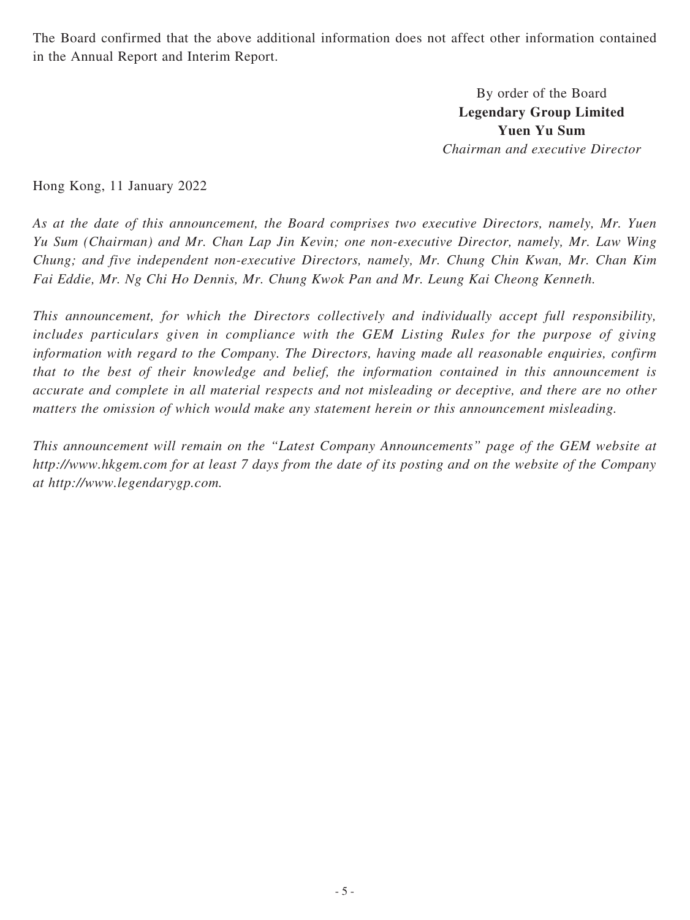The Board confirmed that the above additional information does not affect other information contained in the Annual Report and Interim Report.

By order of the Board
**Legendary Group Limited**
**Yuen Yu Sum**
*Chairman and executive Director*

Hong Kong, 11 January 2022

*As at the date of this announcement, the Board comprises two executive Directors, namely, Mr. Yuen Yu Sum (Chairman) and Mr. Chan Lap Jin Kevin; one non-executive Director, namely, Mr. Law Wing Chung; and five independent non-executive Directors, namely, Mr. Chung Chin Kwan, Mr. Chan Kim Fai Eddie, Mr. Ng Chi Ho Dennis, Mr. Chung Kwok Pan and Mr. Leung Kai Cheong Kenneth.*

*This announcement, for which the Directors collectively and individually accept full responsibility, includes particulars given in compliance with the GEM Listing Rules for the purpose of giving information with regard to the Company. The Directors, having made all reasonable enquiries, confirm that to the best of their knowledge and belief, the information contained in this announcement is accurate and complete in all material respects and not misleading or deceptive, and there are no other matters the omission of which would make any statement herein or this announcement misleading.*

*This announcement will remain on the "Latest Company Announcements" page of the GEM website at http://www.hkgem.com for at least 7 days from the date of its posting and on the website of the Company at http://www.legendarygp.com.*